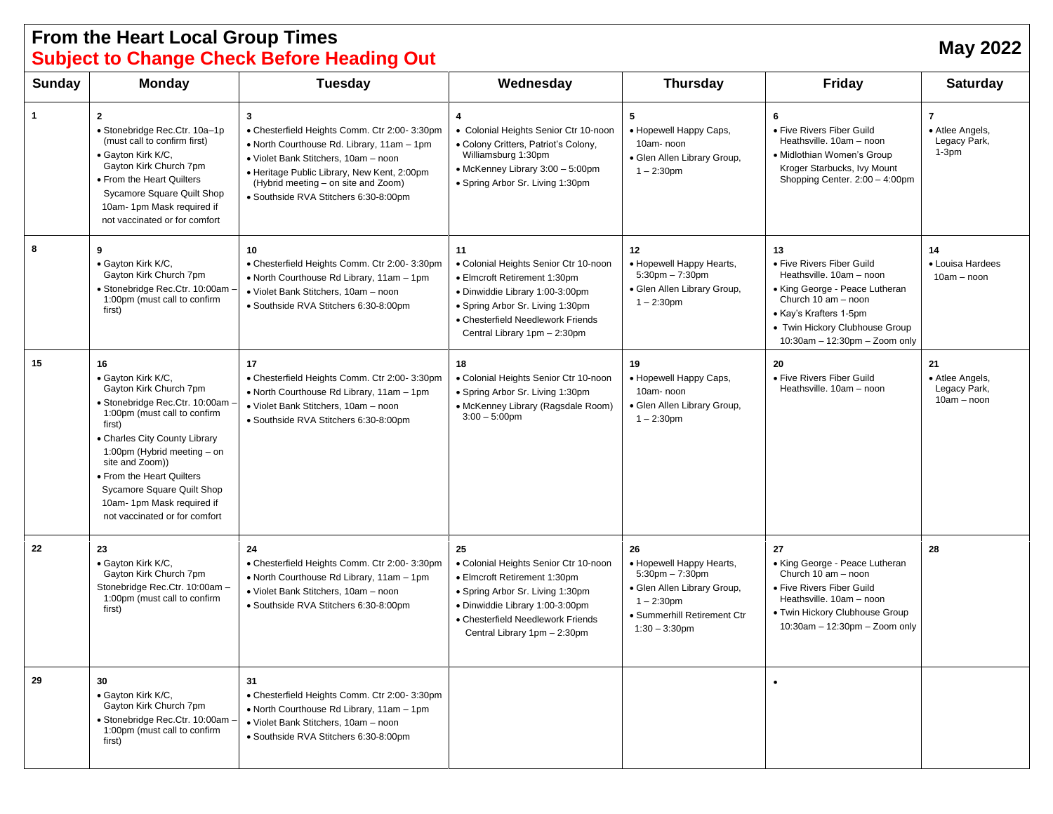# From the Heart Local Group Times

## Subject to Change Check Before Heading Out

**May 2022**

| Sunday | Monday | Tuesday | Wednesday | Thursday | Friday | Saturday |
|---|---|---|---|---|---|---|
| 1 | 2<br>• Stonebridge Rec.Ctr. 10a–1p (must call to confirm first)<br>• Gayton Kirk K/C, Gayton Kirk Church 7pm<br>• From the Heart Quilters Sycamore Square Quilt Shop 10am- 1pm Mask required if not vaccinated or for comfort | 3<br>• Chesterfield Heights Comm. Ctr 2:00- 3:30pm<br>• North Courthouse Rd. Library, 11am – 1pm<br>• Violet Bank Stitchers, 10am – noon<br>• Heritage Public Library, New Kent, 2:00pm (Hybrid meeting – on site and Zoom)<br>• Southside RVA Stitchers 6:30-8:00pm | 4<br>• Colonial Heights Senior Ctr 10-noon<br>• Colony Critters, Patriot's Colony, Williamsburg 1:30pm<br>• McKenney Library 3:00 – 5:00pm<br>• Spring Arbor Sr. Living 1:30pm | 5<br>• Hopewell Happy Caps, 10am- noon<br>• Glen Allen Library Group, 1 – 2:30pm | 6<br>• Five Rivers Fiber Guild Heathsville. 10am – noon<br>• Midlothian Women's Group Kroger Starbucks, Ivy Mount Shopping Center. 2:00 – 4:00pm | 7<br>• Atlee Angels, Legacy Park, 1-3pm |
| 8 | 9<br>• Gayton Kirk K/C, Gayton Kirk Church 7pm<br>• Stonebridge Rec.Ctr. 10:00am – 1:00pm (must call to confirm first) | 10<br>• Chesterfield Heights Comm. Ctr 2:00- 3:30pm<br>• North Courthouse Rd Library, 11am – 1pm<br>• Violet Bank Stitchers, 10am – noon<br>• Southside RVA Stitchers 6:30-8:00pm | 11<br>• Colonial Heights Senior Ctr 10-noon<br>• Elmcroft Retirement 1:30pm<br>• Dinwiddie Library 1:00-3:00pm<br>• Spring Arbor Sr. Living 1:30pm<br>• Chesterfield Needlework Friends Central Library 1pm – 2:30pm | 12<br>• Hopewell Happy Hearts, 5:30pm – 7:30pm<br>• Glen Allen Library Group, 1 – 2:30pm | 13<br>• Five Rivers Fiber Guild Heathsville. 10am – noon<br>• King George - Peace Lutheran Church 10 am – noon<br>• Kay's Krafters 1-5pm<br>• Twin Hickory Clubhouse Group 10:30am – 12:30pm – Zoom only | 14<br>• Louisa Hardees 10am – noon |
| 15 | 16<br>• Gayton Kirk K/C, Gayton Kirk Church 7pm<br>• Stonebridge Rec.Ctr. 10:00am – 1:00pm (must call to confirm first)<br>• Charles City County Library 1:00pm (Hybrid meeting – on site and Zoom))<br>• From the Heart Quilters Sycamore Square Quilt Shop 10am- 1pm Mask required if not vaccinated or for comfort | 17<br>• Chesterfield Heights Comm. Ctr 2:00- 3:30pm<br>• North Courthouse Rd Library, 11am – 1pm<br>• Violet Bank Stitchers, 10am – noon<br>• Southside RVA Stitchers 6:30-8:00pm | 18<br>• Colonial Heights Senior Ctr 10-noon<br>• Spring Arbor Sr. Living 1:30pm<br>• McKenney Library (Ragsdale Room) 3:00 – 5:00pm | 19<br>• Hopewell Happy Caps, 10am- noon<br>• Glen Allen Library Group, 1 – 2:30pm | 20<br>• Five Rivers Fiber Guild Heathsville. 10am – noon | 21<br>• Atlee Angels, Legacy Park, 10am – noon |
| 22 | 23<br>• Gayton Kirk K/C, Gayton Kirk Church 7pm<br>Stonebridge Rec.Ctr. 10:00am – 1:00pm (must call to confirm first) | 24<br>• Chesterfield Heights Comm. Ctr 2:00- 3:30pm<br>• North Courthouse Rd Library, 11am – 1pm<br>• Violet Bank Stitchers, 10am – noon<br>• Southside RVA Stitchers 6:30-8:00pm | 25<br>• Colonial Heights Senior Ctr 10-noon<br>• Elmcroft Retirement 1:30pm<br>• Spring Arbor Sr. Living 1:30pm<br>• Dinwiddie Library 1:00-3:00pm<br>• Chesterfield Needlework Friends Central Library 1pm – 2:30pm | 26<br>• Hopewell Happy Hearts, 5:30pm – 7:30pm<br>• Glen Allen Library Group, 1 – 2:30pm<br>• Summerhill Retirement Ctr 1:30 – 3:30pm | 27<br>• King George - Peace Lutheran Church 10 am – noon<br>• Five Rivers Fiber Guild Heathsville. 10am – noon<br>• Twin Hickory Clubhouse Group 10:30am – 12:30pm – Zoom only | 28 |
| 29 | 30<br>• Gayton Kirk K/C, Gayton Kirk Church 7pm<br>• Stonebridge Rec.Ctr. 10:00am – 1:00pm (must call to confirm first) | 31<br>• Chesterfield Heights Comm. Ctr 2:00- 3:30pm<br>• North Courthouse Rd Library, 11am – 1pm<br>• Violet Bank Stitchers, 10am – noon<br>• Southside RVA Stitchers 6:30-8:00pm | | | • | |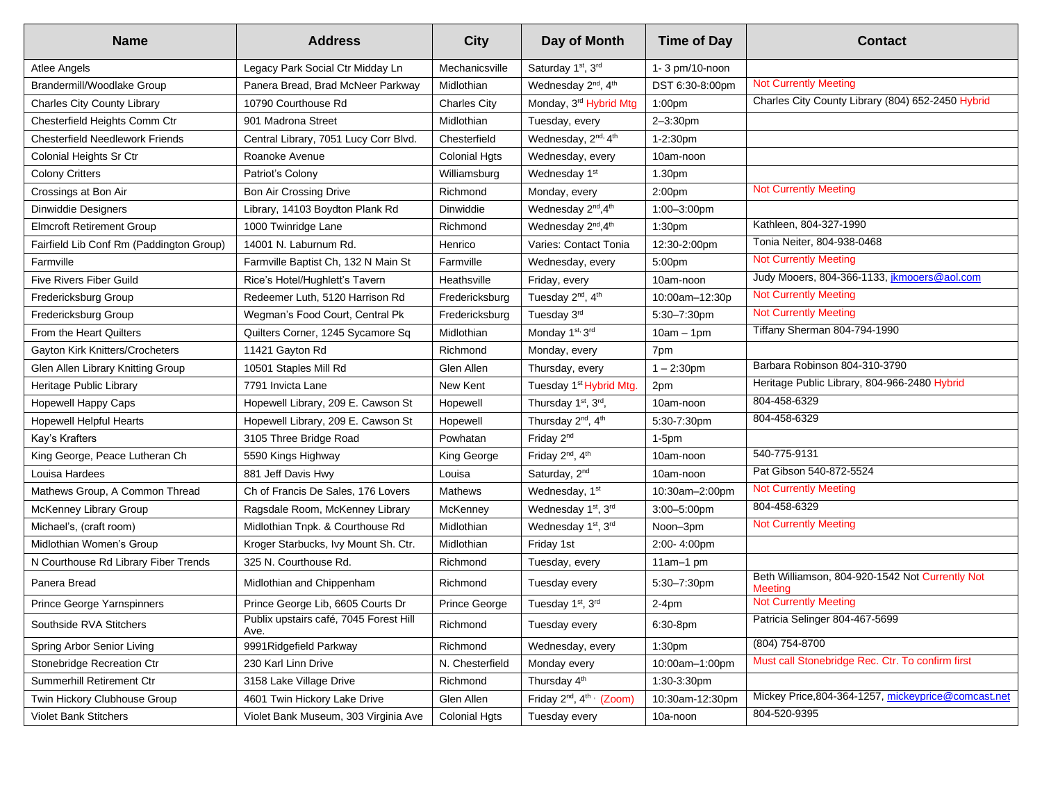| Name | Address | City | Day of Month | Time of Day | Contact |
|---|---|---|---|---|---|
| Atlee Angels | Legacy Park Social Ctr Midday Ln | Mechanicsville | Saturday 1st, 3rd | 1- 3 pm/10-noon | |
| Brandermill/Woodlake Group | Panera Bread, Brad McNeer Parkway | Midlothian | Wednesday 2nd, 4th | DST 6:30-8:00pm | Not Currently Meeting |
| Charles City County Library | 10790 Courthouse Rd | Charles City | Monday, 3rd Hybrid Mtg | 1:00pm | Charles City County Library (804) 652-2450 Hybrid |
| Chesterfield Heights Comm Ctr | 901 Madrona Street | Midlothian | Tuesday, every | 2–3:30pm | |
| Chesterfield Needlework Friends | Central Library, 7051 Lucy Corr Blvd. | Chesterfield | Wednesday, 2nd, 4th | 1-2:30pm | |
| Colonial Heights Sr Ctr | Roanoke Avenue | Colonial Hgts | Wednesday, every | 10am-noon | |
| Colony Critters | Patriot's Colony | Williamsburg | Wednesday 1st | 1.30pm | |
| Crossings at Bon Air | Bon Air Crossing Drive | Richmond | Monday, every | 2:00pm | Not Currently Meeting |
| Dinwiddie Designers | Library, 14103 Boydton Plank Rd | Dinwiddie | Wednesday 2nd,4th | 1:00–3:00pm | |
| Elmcroft Retirement Group | 1000 Twinridge Lane | Richmond | Wednesday 2nd,4th | 1:30pm | Kathleen, 804-327-1990 |
| Fairfield Lib Conf Rm (Paddington Group) | 14001 N. Laburnum Rd. | Henrico | Varies: Contact Tonia | 12:30-2:00pm | Tonia Neiter, 804-938-0468 |
| Farmville | Farmville Baptist Ch, 132 N Main St | Farmville | Wednesday, every | 5:00pm | Not Currently Meeting |
| Five Rivers Fiber Guild | Rice's Hotel/Hughlett's Tavern | Heathsville | Friday, every | 10am-noon | Judy Mooers, 804-366-1133, jkmooers@aol.com |
| Fredericksburg Group | Redeemer Luth, 5120 Harrison Rd | Fredericksburg | Tuesday 2nd, 4th | 10:00am–12:30p | Not Currently Meeting |
| Fredericksburg Group | Wegman's Food Court, Central Pk | Fredericksburg | Tuesday 3rd | 5:30–7:30pm | Not Currently Meeting |
| From the Heart Quilters | Quilters Corner, 1245 Sycamore Sq | Midlothian | Monday 1st, 3rd | 10am – 1pm | Tiffany Sherman 804-794-1990 |
| Gayton Kirk Knitters/Crocheters | 11421 Gayton Rd | Richmond | Monday, every | 7pm | |
| Glen Allen Library Knitting Group | 10501 Staples Mill Rd | Glen Allen | Thursday, every | 1 – 2:30pm | Barbara Robinson 804-310-3790 |
| Heritage Public Library | 7791 Invicta Lane | New Kent | Tuesday 1st Hybrid Mtg. | 2pm | Heritage Public Library, 804-966-2480 Hybrid |
| Hopewell Happy Caps | Hopewell Library, 209 E. Cawson St | Hopewell | Thursday 1st, 3rd, | 10am-noon | 804-458-6329 |
| Hopewell Helpful Hearts | Hopewell Library, 209 E. Cawson St | Hopewell | Thursday 2nd, 4th | 5:30-7:30pm | 804-458-6329 |
| Kay's Krafters | 3105 Three Bridge Road | Powhatan | Friday 2nd | 1-5pm | |
| King George, Peace Lutheran Ch | 5590 Kings Highway | King George | Friday 2nd, 4th | 10am-noon | 540-775-9131 |
| Louisa Hardees | 881 Jeff Davis Hwy | Louisa | Saturday, 2nd | 10am-noon | Pat Gibson 540-872-5524 |
| Mathews Group, A Common Thread | Ch of Francis De Sales, 176 Lovers | Mathews | Wednesday, 1st | 10:30am–2:00pm | Not Currently Meeting |
| McKenney Library Group | Ragsdale Room, McKenney Library | McKenney | Wednesday 1st, 3rd | 3:00–5:00pm | 804-458-6329 |
| Michael's, (craft room) | Midlothian Tnpk. & Courthouse Rd | Midlothian | Wednesday 1st, 3rd | Noon–3pm | Not Currently Meeting |
| Midlothian Women's Group | Kroger Starbucks, Ivy Mount Sh. Ctr. | Midlothian | Friday 1st | 2:00- 4:00pm | |
| N Courthouse Rd Library Fiber Trends | 325 N. Courthouse Rd. | Richmond | Tuesday, every | 11am–1 pm | |
| Panera Bread | Midlothian and Chippenham | Richmond | Tuesday every | 5:30–7:30pm | Beth Williamson, 804-920-1542 Not Currently Not Meeting |
| Prince George Yarnspinners | Prince George Lib, 6605 Courts Dr | Prince George | Tuesday 1st, 3rd | 2-4pm | Not Currently Meeting |
| Southside RVA Stitchers | Publix upstairs café, 7045 Forest Hill Ave. | Richmond | Tuesday every | 6:30-8pm | Patricia Selinger 804-467-5699 |
| Spring Arbor Senior Living | 9991Ridgefield Parkway | Richmond | Wednesday, every | 1:30pm | (804) 754-8700 |
| Stonebridge Recreation Ctr | 230 Karl Linn Drive | N. Chesterfield | Monday every | 10:00am–1:00pm | Must call Stonebridge Rec. Ctr. To confirm first |
| Summerhill Retirement Ctr | 3158 Lake Village Drive | Richmond | Thursday 4th | 1:30-3:30pm | |
| Twin Hickory Clubhouse Group | 4601 Twin Hickory Lake Drive | Glen Allen | Friday 2nd, 4th · (Zoom) | 10:30am-12:30pm | Mickey Price,804-364-1257, mickeyprice@comcast.net |
| Violet Bank Stitchers | Violet Bank Museum, 303 Virginia Ave | Colonial Hgts | Tuesday every | 10a-noon | 804-520-9395 |